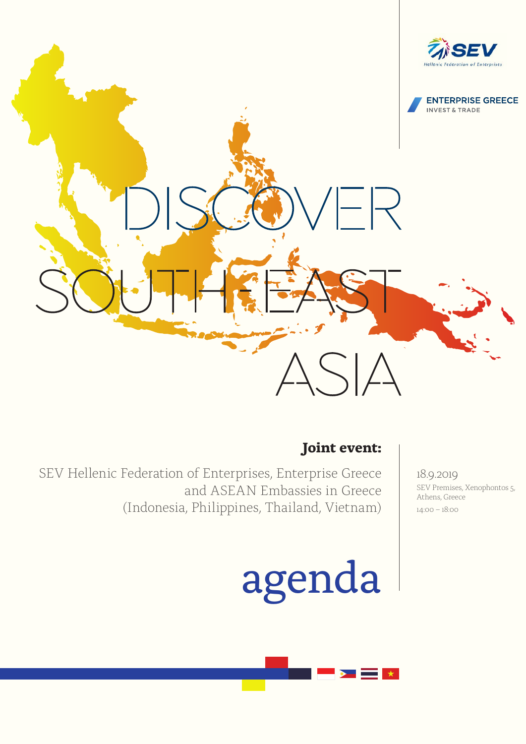SEV Hellenic Federation of Enterprises

ENTERPRISE GREECE
INVEST & TRADE

# DISCOVER SOUTH-EAST ASIA

**Joint event:**

SEV Hellenic Federation of Enterprises, Enterprise Greece and ASEAN Embassies in Greece (Indonesia, Philippines, Thailand, Vietnam)

18.9.2019
SEV Premises, Xenophontos 5, Athens, Greece
14:00 – 18:00

# agenda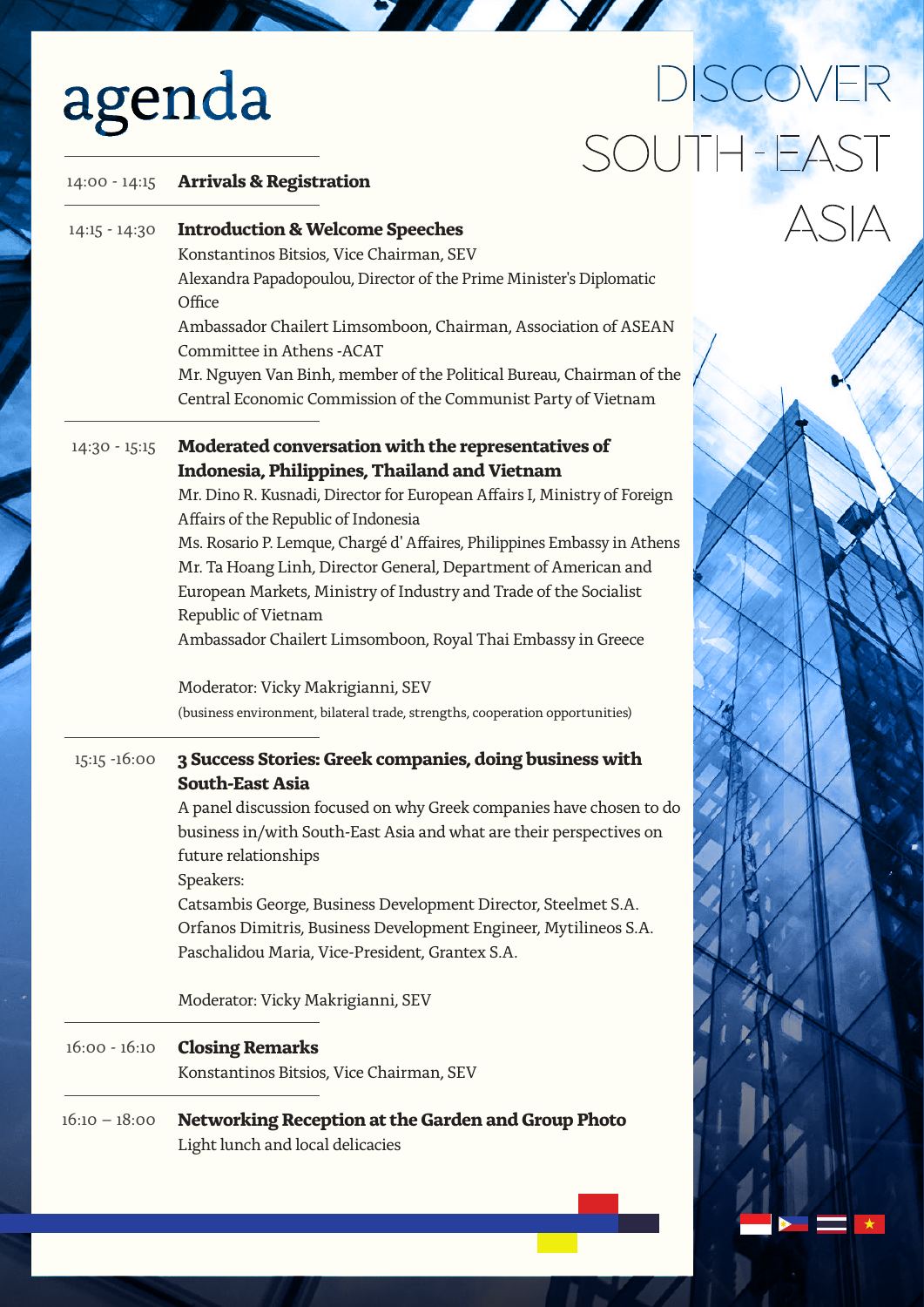# agenda

# DISCOVER SOUTH-EAST ASIA

**14:00 - 14:15** **Arrivals & Registration**

**14:15 - 14:30** **Introduction & Welcome Speeches**

Konstantinos Bitsios, Vice Chairman, SEV

Alexandra Papadopoulou, Director of the Prime Minister's Diplomatic Office

Ambassador Chailert Limsomboon, Chairman, Association of ASEAN Committee in Athens -ACAT

Mr. Nguyen Van Binh, member of the Political Bureau, Chairman of the Central Economic Commission of the Communist Party of Vietnam

**14:30 - 15:15** **Moderated conversation with the representatives of Indonesia, Philippines, Thailand and Vietnam**

Mr. Dino R. Kusnadi, Director for European Affairs I, Ministry of Foreign Affairs of the Republic of Indonesia

Ms. Rosario P. Lemque, Chargé d' Affaires, Philippines Embassy in Athens

Mr. Ta Hoang Linh, Director General, Department of American and European Markets, Ministry of Industry and Trade of the Socialist Republic of Vietnam

Ambassador Chailert Limsomboon, Royal Thai Embassy in Greece

Moderator: Vicky Makrigianni, SEV

(business environment, bilateral trade, strengths, cooperation opportunities)

**15:15 -16:00** **3 Success Stories: Greek companies, doing business with South-East Asia**

A panel discussion focused on why Greek companies have chosen to do business in/with South-East Asia and what are their perspectives on future relationships

Speakers:

Catsambis George, Business Development Director, Steelmet S.A.

Orfanos Dimitris, Business Development Engineer, Mytilineos S.A.

Paschalidou Maria, Vice-President, Grantex S.A.

Moderator: Vicky Makrigianni, SEV

**16:00 - 16:10** **Closing Remarks**

Konstantinos Bitsios, Vice Chairman, SEV

**16:10 – 18:00** **Networking Reception at the Garden and Group Photo**

Light lunch and local delicacies